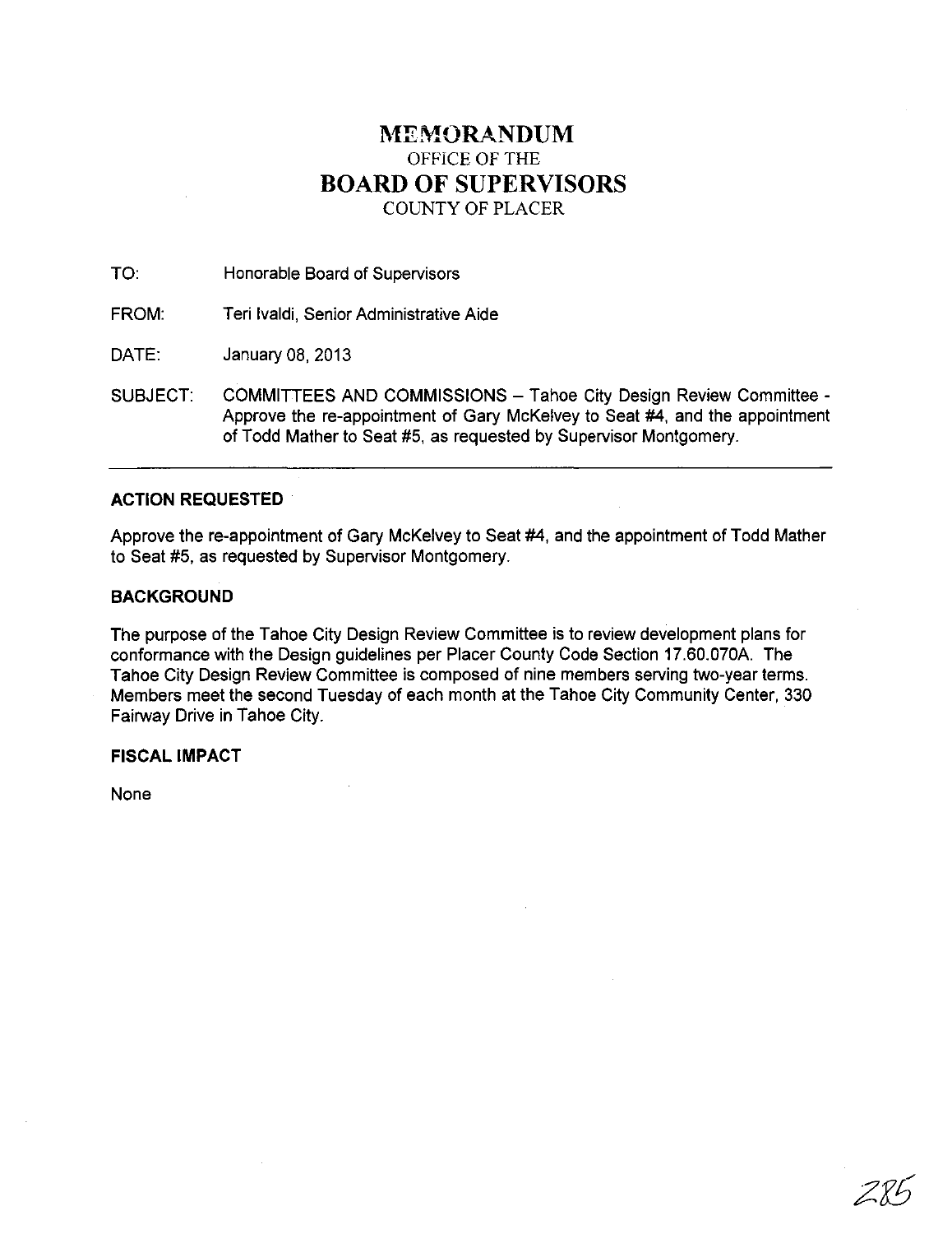# MEMORANDUM

## OFFICE OF THE

# BOARD OF SUPERVISORS

## COUNTY OF PLACER

TO: Honorable Board of Supervisors

FROM: Teri Ivaldi, Senior Administrative Aide

DATE: January 08, 2013

SUBJECT: COMMITTEES AND COMMISSIONS – Tahoe City Design Review Committee - Approve the re-appointment of Gary McKelvey to Seat #4, and the appointment of Todd Mather to Seat #5, as requested by Supervisor Montgomery.

---

### ACTION REQUESTED

Approve the re-appointment of Gary McKelvey to Seat #4, and the appointment of Todd Mather to Seat #5, as requested by Supervisor Montgomery.

### BACKGROUND

The purpose of the Tahoe City Design Review Committee is to review development plans for conformance with the Design guidelines per Placer County Code Section 17.60.070A. The Tahoe City Design Review Committee is composed of nine members serving two-year terms. Members meet the second Tuesday of each month at the Tahoe City Community Center, 330 Fairway Drive in Tahoe City.

### FISCAL IMPACT

None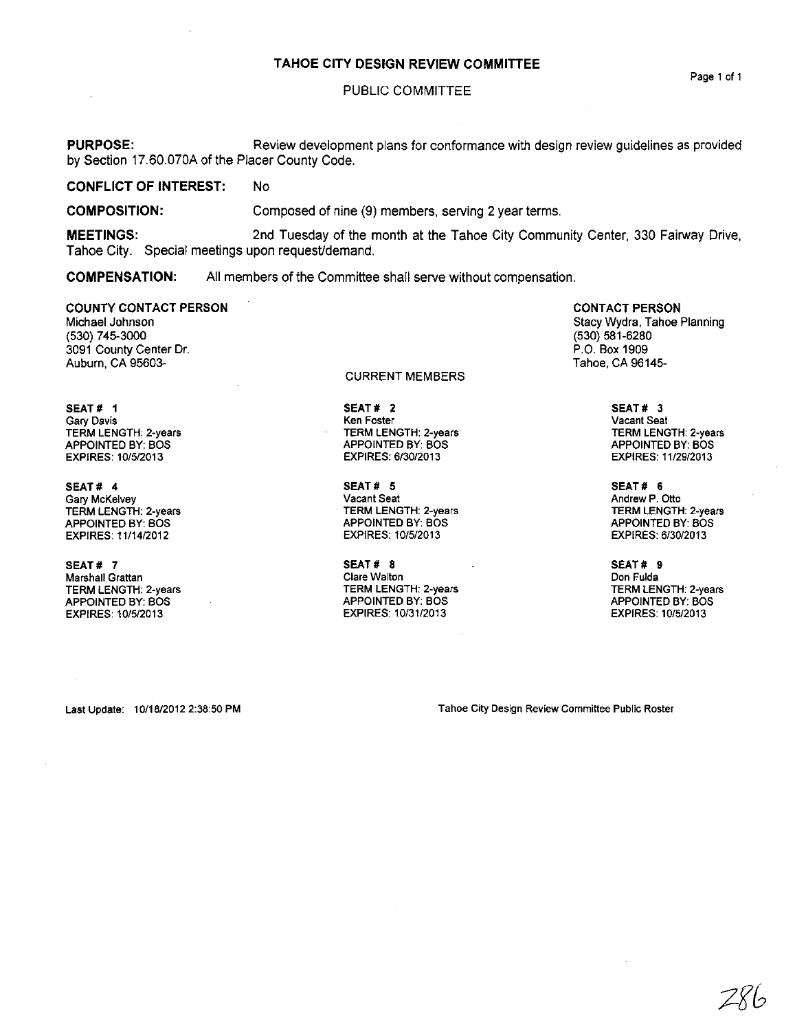# TAHOE CITY DESIGN REVIEW COMMITTEE

PUBLIC COMMITTEE

**PURPOSE:** Review development plans for conformance with design review guidelines as provided by Section 17.60.070A of the Placer County Code.

**CONFLICT OF INTEREST:** No

**COMPOSITION:** Composed of nine (9) members, serving 2 year terms.

**MEETINGS:** 2nd Tuesday of the month at the Tahoe City Community Center, 330 Fairway Drive, Tahoe City. Special meetings upon request/demand.

**COMPENSATION:** All members of the Committee shall serve without compensation.

**COUNTY CONTACT PERSON**
Michael Johnson
(530) 745-3000
3091 County Center Dr.
Auburn, CA 95603-

**CONTACT PERSON**
Stacy Wydra, Tahoe Planning
(530) 581-6280
P.O. Box 1909
Tahoe, CA 96145-

CURRENT MEMBERS

**SEAT # 1**
Gary Davis
TERM LENGTH: 2-years
APPOINTED BY: BOS
EXPIRES: 10/5/2013

**SEAT # 2**
Ken Foster
TERM LENGTH: 2-years
APPOINTED BY: BOS
EXPIRES: 6/30/2013

**SEAT # 3**
Vacant Seat
TERM LENGTH: 2-years
APPOINTED BY: BOS
EXPIRES: 11/29/2013

**SEAT # 4**
Gary McKelvey
TERM LENGTH: 2-years
APPOINTED BY: BOS
EXPIRES: 11/14/2012

**SEAT # 5**
Vacant Seat
TERM LENGTH: 2-years
APPOINTED BY: BOS
EXPIRES: 10/5/2013

**SEAT # 6**
Andrew P. Otto
TERM LENGTH: 2-years
APPOINTED BY: BOS
EXPIRES: 6/30/2013

**SEAT # 7**
Marshall Grattan
TERM LENGTH: 2-years
APPOINTED BY: BOS
EXPIRES: 10/5/2013

**SEAT # 8**
Clare Walton
TERM LENGTH: 2-years
APPOINTED BY: BOS
EXPIRES: 10/31/2013

**SEAT # 9**
Don Fulda
TERM LENGTH: 2-years
APPOINTED BY: BOS
EXPIRES: 10/5/2013

Last Update: 10/18/2012 2:38:50 PM

Tahoe City Design Review Committee Public Roster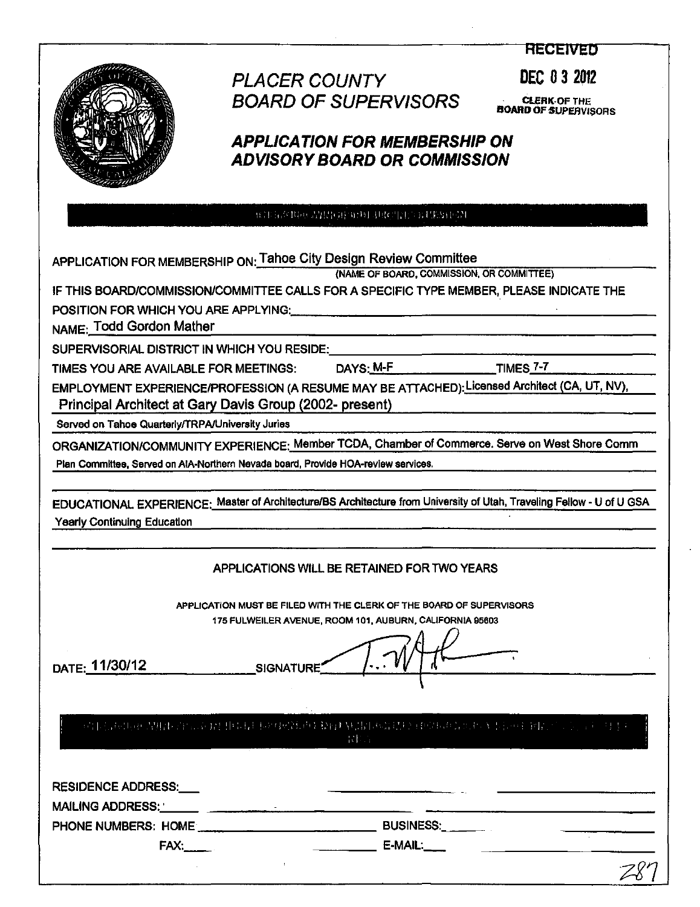RECEIVED

DEC 03 2012

CLERK OF THE BOARD OF SUPERVISORS

# PLACER COUNTY BOARD OF SUPERVISORS

## APPLICATION FOR MEMBERSHIP ON ADVISORY BOARD OR COMMISSION

APPLICATION FOR MEMBERSHIP ON: Tahoe City Design Review Committee
(NAME OF BOARD, COMMISSION, OR COMMITTEE)

IF THIS BOARD/COMMISSION/COMMITTEE CALLS FOR A SPECIFIC TYPE MEMBER, PLEASE INDICATE THE POSITION FOR WHICH YOU ARE APPLYING:

NAME: Todd Gordon Mather

SUPERVISORIAL DISTRICT IN WHICH YOU RESIDE:

TIMES YOU ARE AVAILABLE FOR MEETINGS: DAYS: M-F TIMES 7-7

EMPLOYMENT EXPERIENCE/PROFESSION (A RESUME MAY BE ATTACHED): Licensed Architect (CA, UT, NV), Principal Architect at Gary Davis Group (2002- present)
Served on Tahoe Quarterly/TRPA/University Juries

ORGANIZATION/COMMUNITY EXPERIENCE: Member TCDA, Chamber of Commerce. Serve on West Shore Comm Plan Committee, Served on AIA-Northern Nevada board, Provide HOA-review services.

EDUCATIONAL EXPERIENCE: Master of Architecture/BS Architecture from University of Utah, Traveling Fellow - U of U GSA
Yearly Continuing Education

APPLICATIONS WILL BE RETAINED FOR TWO YEARS

APPLICATION MUST BE FILED WITH THE CLERK OF THE BOARD OF SUPERVISORS
175 FULWEILER AVENUE, ROOM 101, AUBURN, CALIFORNIA 95603

DATE: 11/30/12 SIGNATURE

RESIDENCE ADDRESS:

MAILING ADDRESS:

PHONE NUMBERS: HOME BUSINESS:

FAX: E-MAIL: